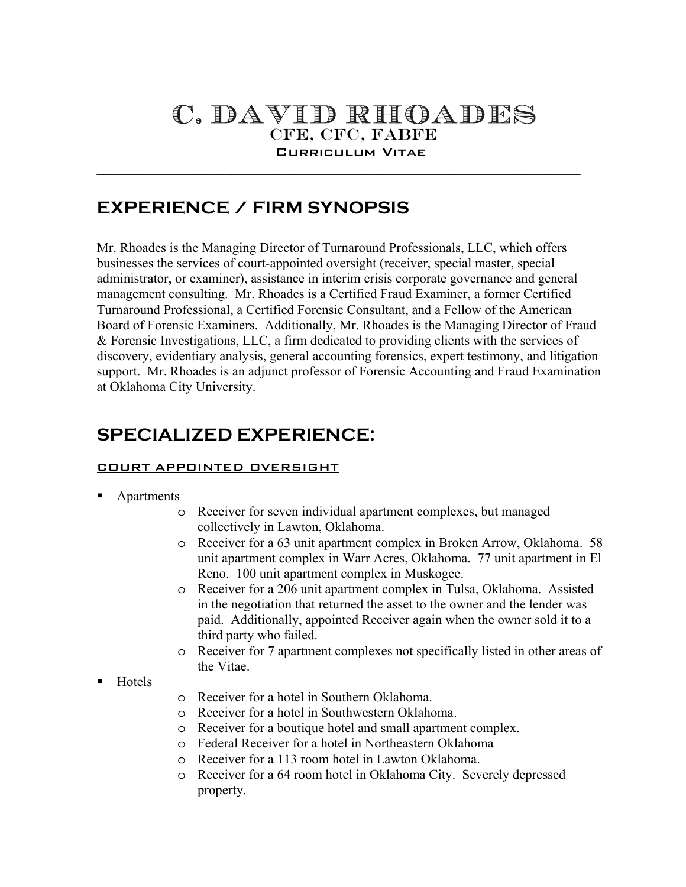# C. DAVID RHOADES

## CFE, CFC, FABFE

### Curriculum Vitae

---

## EXPERIENCE / FIRM SYNOPSIS

Mr. Rhoades is the Managing Director of Turnaround Professionals, LLC, which offers businesses the services of court-appointed oversight (receiver, special master, special administrator, or examiner), assistance in interim crisis corporate governance and general management consulting. Mr. Rhoades is a Certified Fraud Examiner, a former Certified Turnaround Professional, a Certified Forensic Consultant, and a Fellow of the American Board of Forensic Examiners. Additionally, Mr. Rhoades is the Managing Director of Fraud & Forensic Investigations, LLC, a firm dedicated to providing clients with the services of discovery, evidentiary analysis, general accounting forensics, expert testimony, and litigation support. Mr. Rhoades is an adjunct professor of Forensic Accounting and Fraud Examination at Oklahoma City University.

## SPECIALIZED EXPERIENCE:

### COURT APPOINTED OVERSIGHT

- Apartments
  - Receiver for seven individual apartment complexes, but managed collectively in Lawton, Oklahoma.
  - Receiver for a 63 unit apartment complex in Broken Arrow, Oklahoma. 58 unit apartment complex in Warr Acres, Oklahoma. 77 unit apartment in El Reno. 100 unit apartment complex in Muskogee.
  - Receiver for a 206 unit apartment complex in Tulsa, Oklahoma. Assisted in the negotiation that returned the asset to the owner and the lender was paid. Additionally, appointed Receiver again when the owner sold it to a third party who failed.
  - Receiver for 7 apartment complexes not specifically listed in other areas of the Vitae.
- Hotels
  - Receiver for a hotel in Southern Oklahoma.
  - Receiver for a hotel in Southwestern Oklahoma.
  - Receiver for a boutique hotel and small apartment complex.
  - Federal Receiver for a hotel in Northeastern Oklahoma
  - Receiver for a 113 room hotel in Lawton Oklahoma.
  - Receiver for a 64 room hotel in Oklahoma City. Severely depressed property.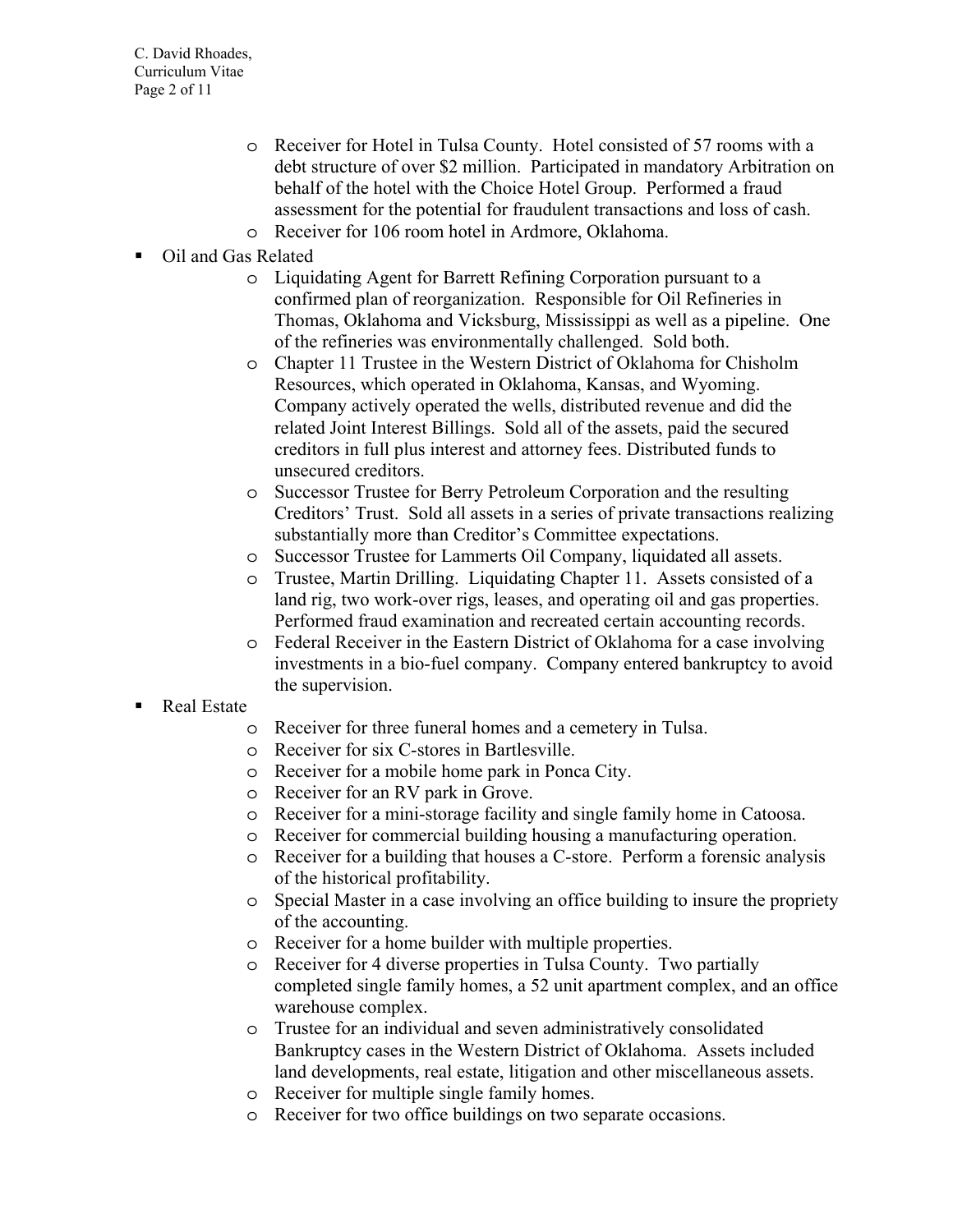- Receiver for Hotel in Tulsa County. Hotel consisted of 57 rooms with a debt structure of over $2 million. Participated in mandatory Arbitration on behalf of the hotel with the Choice Hotel Group. Performed a fraud assessment for the potential for fraudulent transactions and loss of cash.
    - Receiver for 106 room hotel in Ardmore, Oklahoma.
- Oil and Gas Related
    - Liquidating Agent for Barrett Refining Corporation pursuant to a confirmed plan of reorganization. Responsible for Oil Refineries in Thomas, Oklahoma and Vicksburg, Mississippi as well as a pipeline. One of the refineries was environmentally challenged. Sold both.
    - Chapter 11 Trustee in the Western District of Oklahoma for Chisholm Resources, which operated in Oklahoma, Kansas, and Wyoming. Company actively operated the wells, distributed revenue and did the related Joint Interest Billings. Sold all of the assets, paid the secured creditors in full plus interest and attorney fees. Distributed funds to unsecured creditors.
    - Successor Trustee for Berry Petroleum Corporation and the resulting Creditors' Trust. Sold all assets in a series of private transactions realizing substantially more than Creditor's Committee expectations.
    - Successor Trustee for Lammerts Oil Company, liquidated all assets.
    - Trustee, Martin Drilling. Liquidating Chapter 11. Assets consisted of a land rig, two work-over rigs, leases, and operating oil and gas properties. Performed fraud examination and recreated certain accounting records.
    - Federal Receiver in the Eastern District of Oklahoma for a case involving investments in a bio-fuel company. Company entered bankruptcy to avoid the supervision.
- Real Estate
    - Receiver for three funeral homes and a cemetery in Tulsa.
    - Receiver for six C-stores in Bartlesville.
    - Receiver for a mobile home park in Ponca City.
    - Receiver for an RV park in Grove.
    - Receiver for a mini-storage facility and single family home in Catoosa.
    - Receiver for commercial building housing a manufacturing operation.
    - Receiver for a building that houses a C-store. Perform a forensic analysis of the historical profitability.
    - Special Master in a case involving an office building to insure the propriety of the accounting.
    - Receiver for a home builder with multiple properties.
    - Receiver for 4 diverse properties in Tulsa County. Two partially completed single family homes, a 52 unit apartment complex, and an office warehouse complex.
    - Trustee for an individual and seven administratively consolidated Bankruptcy cases in the Western District of Oklahoma. Assets included land developments, real estate, litigation and other miscellaneous assets.
    - Receiver for multiple single family homes.
    - Receiver for two office buildings on two separate occasions.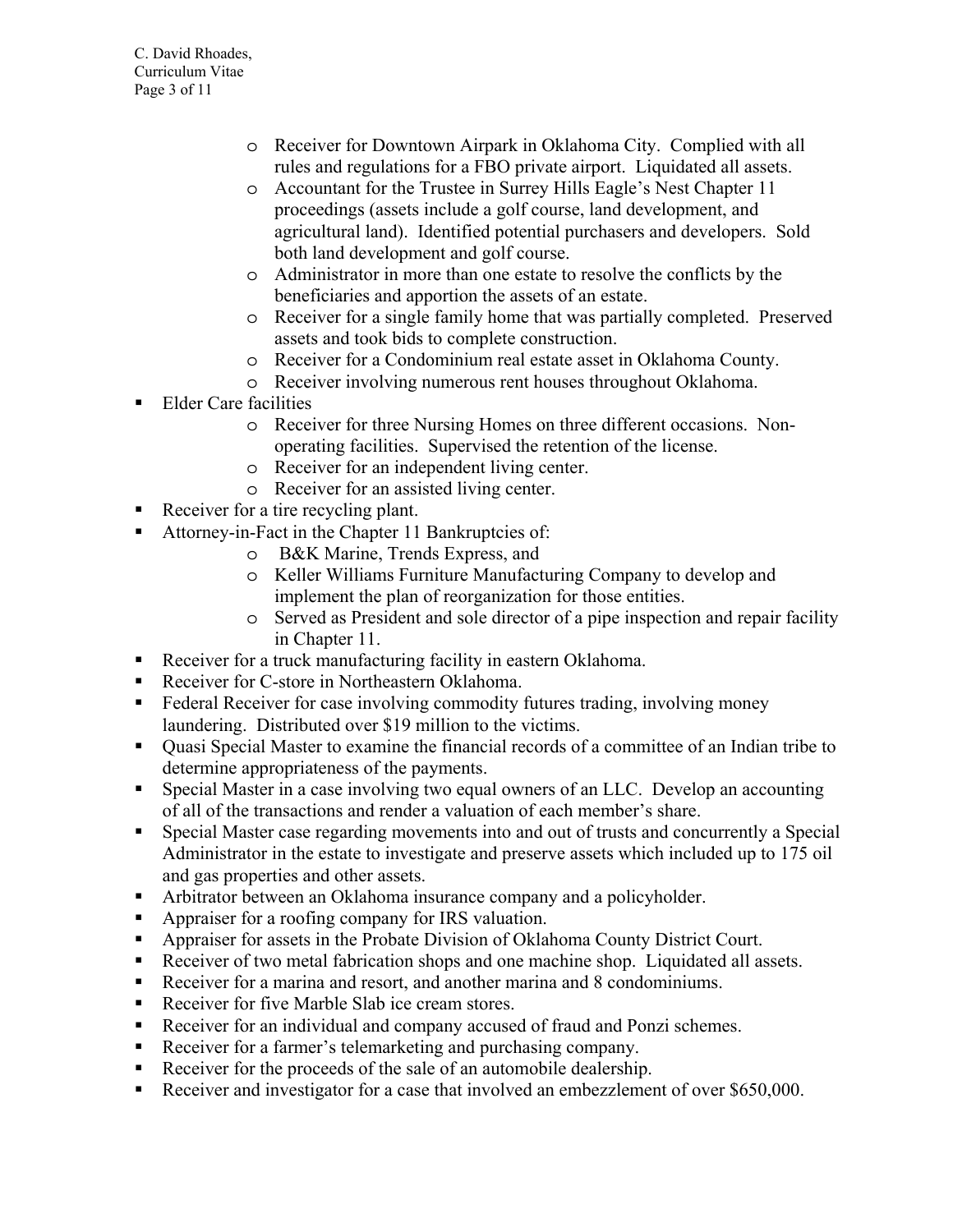- Receiver for Downtown Airpark in Oklahoma City. Complied with all rules and regulations for a FBO private airport. Liquidated all assets.
  - Accountant for the Trustee in Surrey Hills Eagle's Nest Chapter 11 proceedings (assets include a golf course, land development, and agricultural land). Identified potential purchasers and developers. Sold both land development and golf course.
  - Administrator in more than one estate to resolve the conflicts by the beneficiaries and apportion the assets of an estate.
  - Receiver for a single family home that was partially completed. Preserved assets and took bids to complete construction.
  - Receiver for a Condominium real estate asset in Oklahoma County.
  - Receiver involving numerous rent houses throughout Oklahoma.
- Elder Care facilities
  - Receiver for three Nursing Homes on three different occasions. Non-operating facilities. Supervised the retention of the license.
  - Receiver for an independent living center.
  - Receiver for an assisted living center.
- Receiver for a tire recycling plant.
- Attorney-in-Fact in the Chapter 11 Bankruptcies of:
  - B&K Marine, Trends Express, and
  - Keller Williams Furniture Manufacturing Company to develop and implement the plan of reorganization for those entities.
  - Served as President and sole director of a pipe inspection and repair facility in Chapter 11.
- Receiver for a truck manufacturing facility in eastern Oklahoma.
- Receiver for C-store in Northeastern Oklahoma.
- Federal Receiver for case involving commodity futures trading, involving money laundering. Distributed over $19 million to the victims.
- Quasi Special Master to examine the financial records of a committee of an Indian tribe to determine appropriateness of the payments.
- Special Master in a case involving two equal owners of an LLC. Develop an accounting of all of the transactions and render a valuation of each member's share.
- Special Master case regarding movements into and out of trusts and concurrently a Special Administrator in the estate to investigate and preserve assets which included up to 175 oil and gas properties and other assets.
- Arbitrator between an Oklahoma insurance company and a policyholder.
- Appraiser for a roofing company for IRS valuation.
- Appraiser for assets in the Probate Division of Oklahoma County District Court.
- Receiver of two metal fabrication shops and one machine shop. Liquidated all assets.
- Receiver for a marina and resort, and another marina and 8 condominiums.
- Receiver for five Marble Slab ice cream stores.
- Receiver for an individual and company accused of fraud and Ponzi schemes.
- Receiver for a farmer's telemarketing and purchasing company.
- Receiver for the proceeds of the sale of an automobile dealership.
- Receiver and investigator for a case that involved an embezzlement of over $650,000.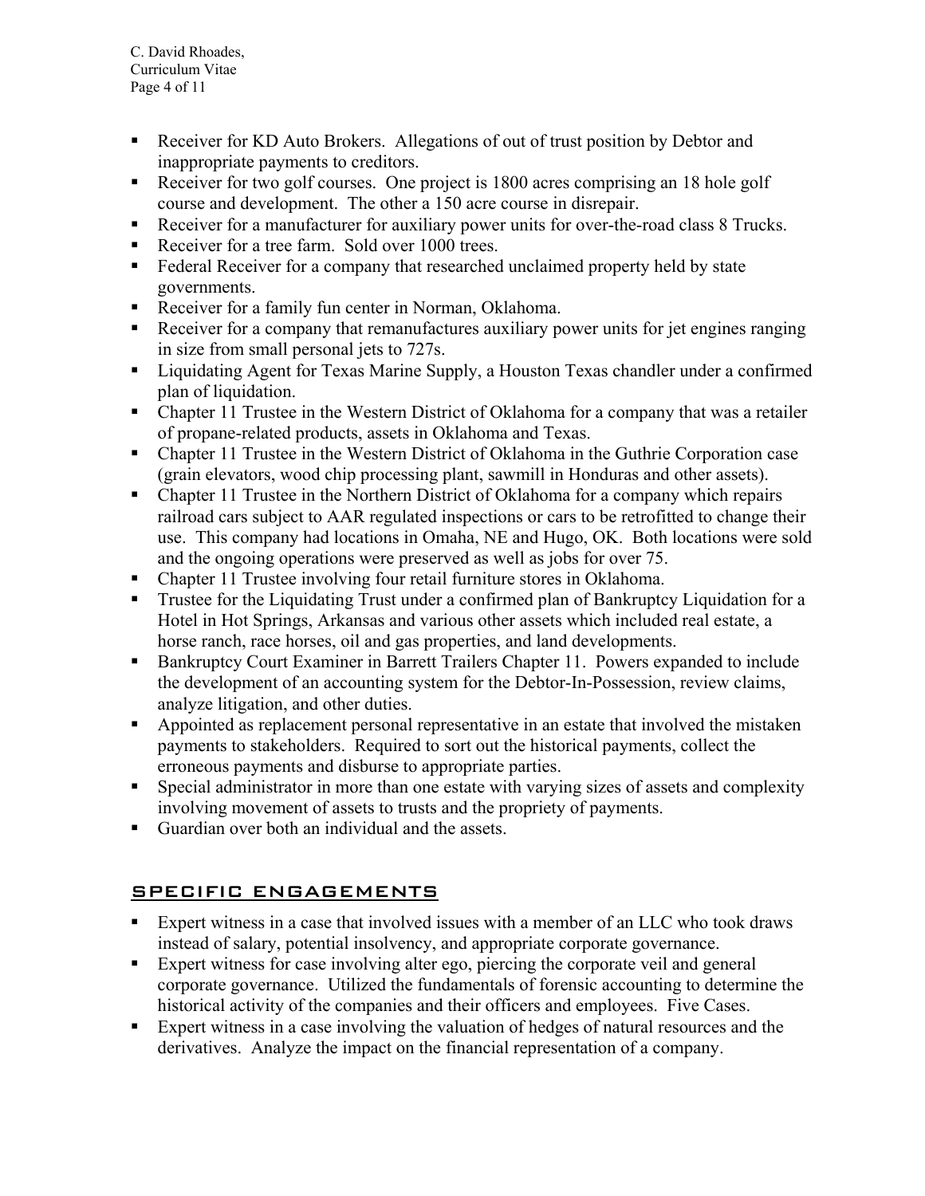- Receiver for KD Auto Brokers. Allegations of out of trust position by Debtor and inappropriate payments to creditors.
- Receiver for two golf courses. One project is 1800 acres comprising an 18 hole golf course and development. The other a 150 acre course in disrepair.
- Receiver for a manufacturer for auxiliary power units for over-the-road class 8 Trucks.
- Receiver for a tree farm. Sold over 1000 trees.
- Federal Receiver for a company that researched unclaimed property held by state governments.
- Receiver for a family fun center in Norman, Oklahoma.
- Receiver for a company that remanufactures auxiliary power units for jet engines ranging in size from small personal jets to 727s.
- Liquidating Agent for Texas Marine Supply, a Houston Texas chandler under a confirmed plan of liquidation.
- Chapter 11 Trustee in the Western District of Oklahoma for a company that was a retailer of propane-related products, assets in Oklahoma and Texas.
- Chapter 11 Trustee in the Western District of Oklahoma in the Guthrie Corporation case (grain elevators, wood chip processing plant, sawmill in Honduras and other assets).
- Chapter 11 Trustee in the Northern District of Oklahoma for a company which repairs railroad cars subject to AAR regulated inspections or cars to be retrofitted to change their use. This company had locations in Omaha, NE and Hugo, OK. Both locations were sold and the ongoing operations were preserved as well as jobs for over 75.
- Chapter 11 Trustee involving four retail furniture stores in Oklahoma.
- Trustee for the Liquidating Trust under a confirmed plan of Bankruptcy Liquidation for a Hotel in Hot Springs, Arkansas and various other assets which included real estate, a horse ranch, race horses, oil and gas properties, and land developments.
- Bankruptcy Court Examiner in Barrett Trailers Chapter 11. Powers expanded to include the development of an accounting system for the Debtor-In-Possession, review claims, analyze litigation, and other duties.
- Appointed as replacement personal representative in an estate that involved the mistaken payments to stakeholders. Required to sort out the historical payments, collect the erroneous payments and disburse to appropriate parties.
- Special administrator in more than one estate with varying sizes of assets and complexity involving movement of assets to trusts and the propriety of payments.
- Guardian over both an individual and the assets.

## SPECIFIC ENGAGEMENTS

- Expert witness in a case that involved issues with a member of an LLC who took draws instead of salary, potential insolvency, and appropriate corporate governance.
- Expert witness for case involving alter ego, piercing the corporate veil and general corporate governance. Utilized the fundamentals of forensic accounting to determine the historical activity of the companies and their officers and employees. Five Cases.
- Expert witness in a case involving the valuation of hedges of natural resources and the derivatives. Analyze the impact on the financial representation of a company.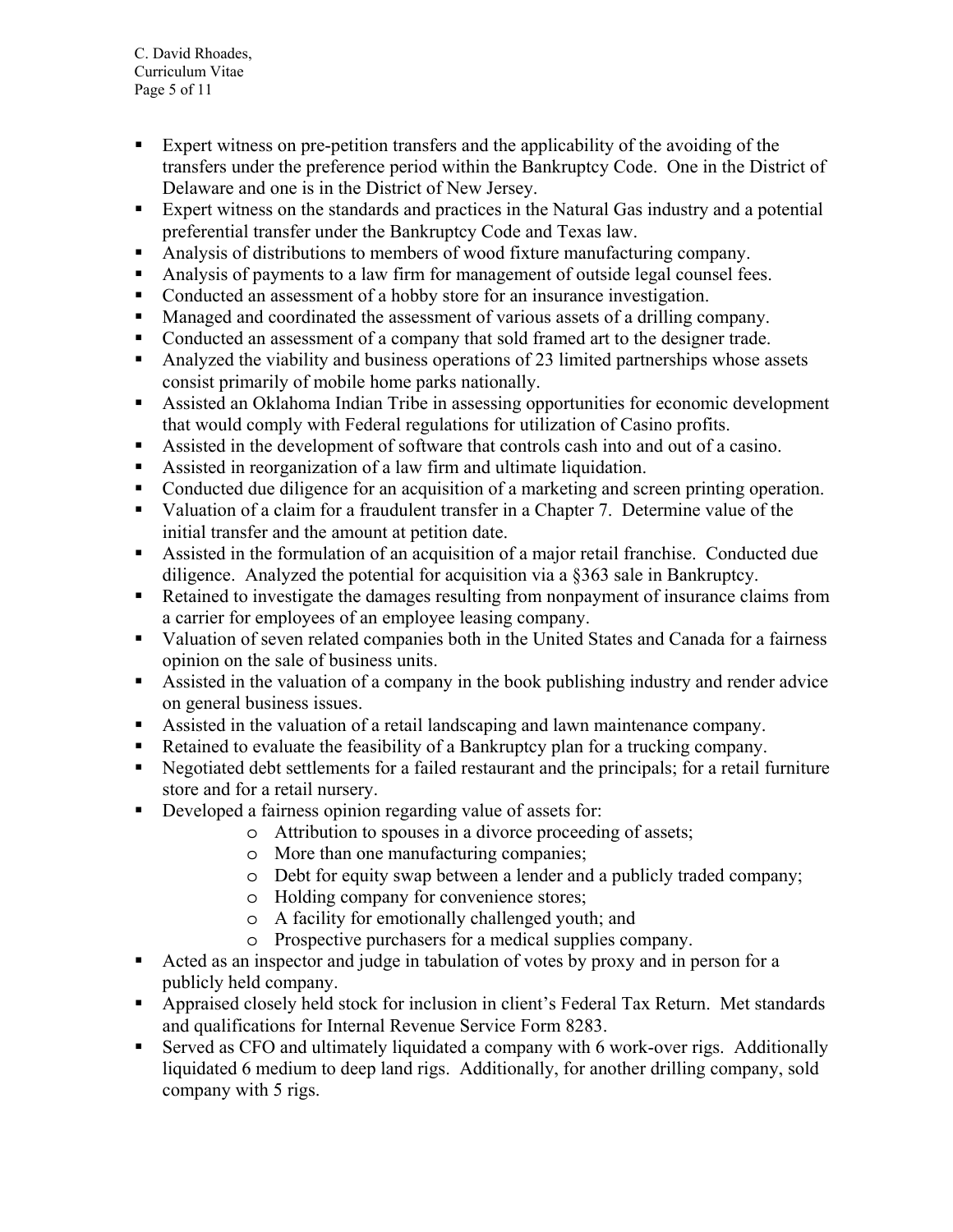- Expert witness on pre-petition transfers and the applicability of the avoiding of the transfers under the preference period within the Bankruptcy Code. One in the District of Delaware and one is in the District of New Jersey.
- Expert witness on the standards and practices in the Natural Gas industry and a potential preferential transfer under the Bankruptcy Code and Texas law.
- Analysis of distributions to members of wood fixture manufacturing company.
- Analysis of payments to a law firm for management of outside legal counsel fees.
- Conducted an assessment of a hobby store for an insurance investigation.
- Managed and coordinated the assessment of various assets of a drilling company.
- Conducted an assessment of a company that sold framed art to the designer trade.
- Analyzed the viability and business operations of 23 limited partnerships whose assets consist primarily of mobile home parks nationally.
- Assisted an Oklahoma Indian Tribe in assessing opportunities for economic development that would comply with Federal regulations for utilization of Casino profits.
- Assisted in the development of software that controls cash into and out of a casino.
- Assisted in reorganization of a law firm and ultimate liquidation.
- Conducted due diligence for an acquisition of a marketing and screen printing operation.
- Valuation of a claim for a fraudulent transfer in a Chapter 7. Determine value of the initial transfer and the amount at petition date.
- Assisted in the formulation of an acquisition of a major retail franchise. Conducted due diligence. Analyzed the potential for acquisition via a §363 sale in Bankruptcy.
- Retained to investigate the damages resulting from nonpayment of insurance claims from a carrier for employees of an employee leasing company.
- Valuation of seven related companies both in the United States and Canada for a fairness opinion on the sale of business units.
- Assisted in the valuation of a company in the book publishing industry and render advice on general business issues.
- Assisted in the valuation of a retail landscaping and lawn maintenance company.
- Retained to evaluate the feasibility of a Bankruptcy plan for a trucking company.
- Negotiated debt settlements for a failed restaurant and the principals; for a retail furniture store and for a retail nursery.
- Developed a fairness opinion regarding value of assets for:
    - Attribution to spouses in a divorce proceeding of assets;
    - More than one manufacturing companies;
    - Debt for equity swap between a lender and a publicly traded company;
    - Holding company for convenience stores;
    - A facility for emotionally challenged youth; and
    - Prospective purchasers for a medical supplies company.
- Acted as an inspector and judge in tabulation of votes by proxy and in person for a publicly held company.
- Appraised closely held stock for inclusion in client's Federal Tax Return. Met standards and qualifications for Internal Revenue Service Form 8283.
- Served as CFO and ultimately liquidated a company with 6 work-over rigs. Additionally liquidated 6 medium to deep land rigs. Additionally, for another drilling company, sold company with 5 rigs.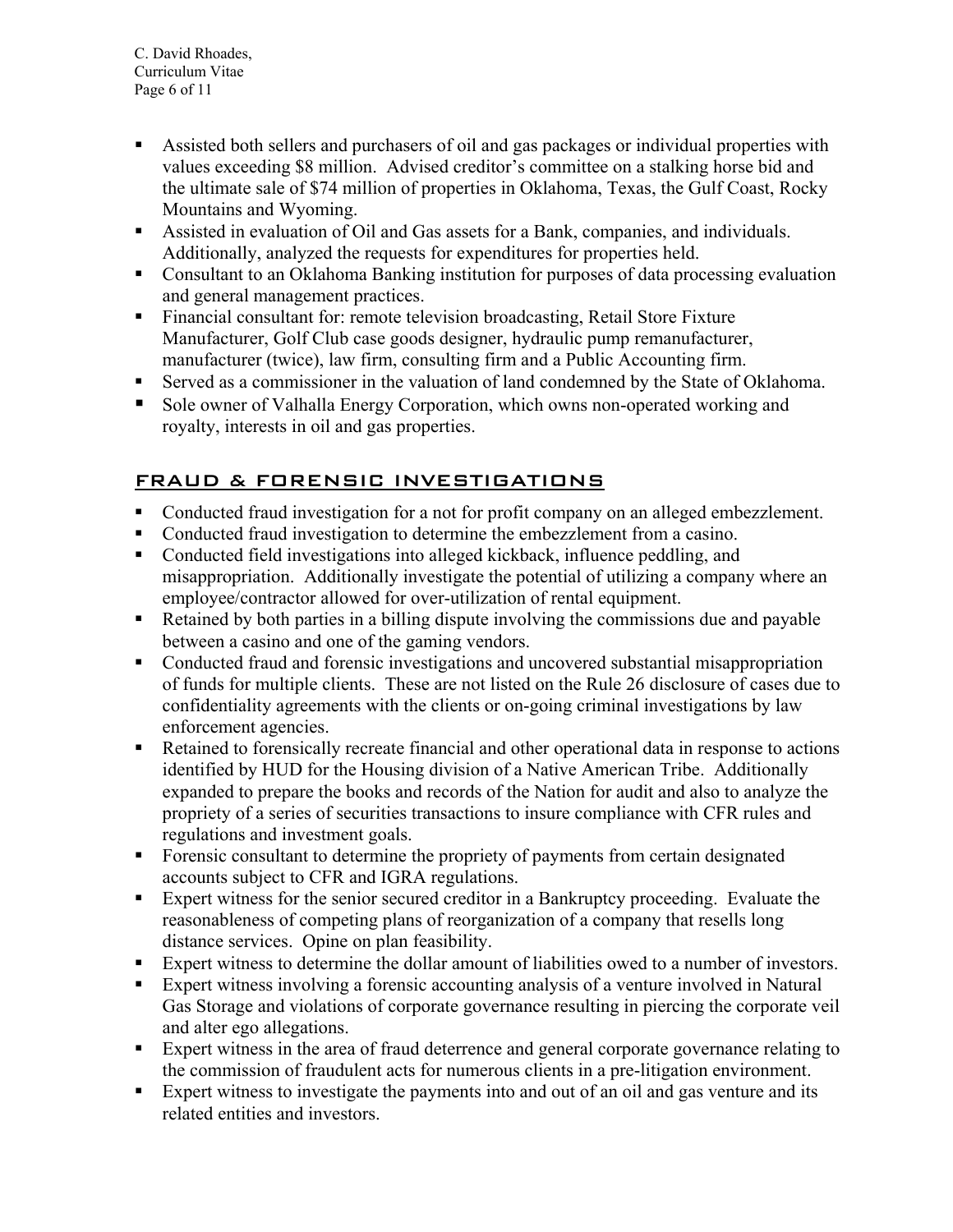- Assisted both sellers and purchasers of oil and gas packages or individual properties with values exceeding $8 million. Advised creditor's committee on a stalking horse bid and the ultimate sale of $74 million of properties in Oklahoma, Texas, the Gulf Coast, Rocky Mountains and Wyoming.
- Assisted in evaluation of Oil and Gas assets for a Bank, companies, and individuals. Additionally, analyzed the requests for expenditures for properties held.
- Consultant to an Oklahoma Banking institution for purposes of data processing evaluation and general management practices.
- Financial consultant for: remote television broadcasting, Retail Store Fixture Manufacturer, Golf Club case goods designer, hydraulic pump remanufacturer, manufacturer (twice), law firm, consulting firm and a Public Accounting firm.
- Served as a commissioner in the valuation of land condemned by the State of Oklahoma.
- Sole owner of Valhalla Energy Corporation, which owns non-operated working and royalty, interests in oil and gas properties.

## FRAUD & FORENSIC INVESTIGATIONS

- Conducted fraud investigation for a not for profit company on an alleged embezzlement.
- Conducted fraud investigation to determine the embezzlement from a casino.
- Conducted field investigations into alleged kickback, influence peddling, and misappropriation. Additionally investigate the potential of utilizing a company where an employee/contractor allowed for over-utilization of rental equipment.
- Retained by both parties in a billing dispute involving the commissions due and payable between a casino and one of the gaming vendors.
- Conducted fraud and forensic investigations and uncovered substantial misappropriation of funds for multiple clients. These are not listed on the Rule 26 disclosure of cases due to confidentiality agreements with the clients or on-going criminal investigations by law enforcement agencies.
- Retained to forensically recreate financial and other operational data in response to actions identified by HUD for the Housing division of a Native American Tribe. Additionally expanded to prepare the books and records of the Nation for audit and also to analyze the propriety of a series of securities transactions to insure compliance with CFR rules and regulations and investment goals.
- Forensic consultant to determine the propriety of payments from certain designated accounts subject to CFR and IGRA regulations.
- Expert witness for the senior secured creditor in a Bankruptcy proceeding. Evaluate the reasonableness of competing plans of reorganization of a company that resells long distance services. Opine on plan feasibility.
- Expert witness to determine the dollar amount of liabilities owed to a number of investors.
- Expert witness involving a forensic accounting analysis of a venture involved in Natural Gas Storage and violations of corporate governance resulting in piercing the corporate veil and alter ego allegations.
- Expert witness in the area of fraud deterrence and general corporate governance relating to the commission of fraudulent acts for numerous clients in a pre-litigation environment.
- Expert witness to investigate the payments into and out of an oil and gas venture and its related entities and investors.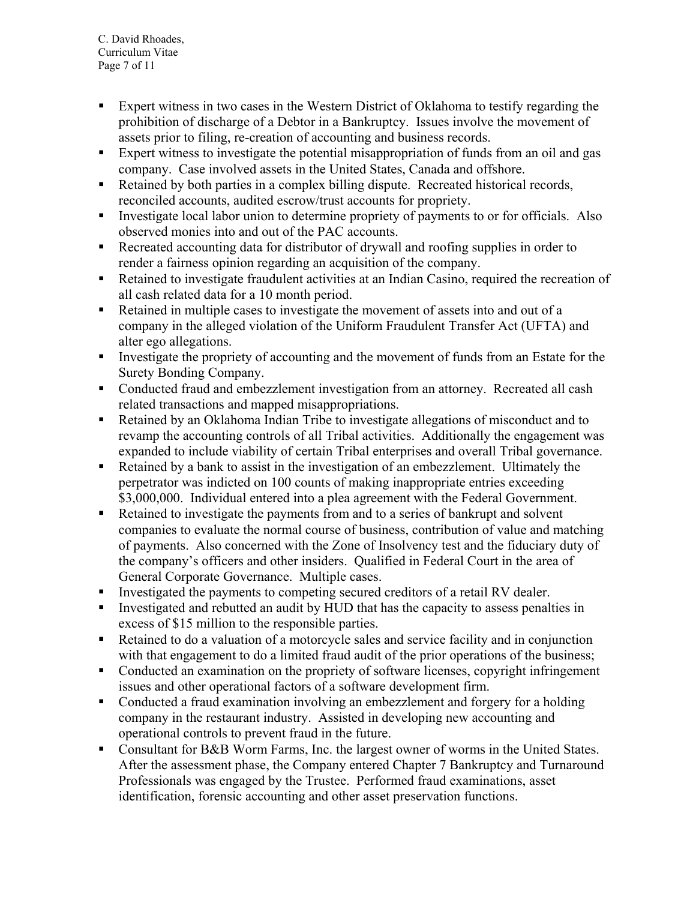- Expert witness in two cases in the Western District of Oklahoma to testify regarding the prohibition of discharge of a Debtor in a Bankruptcy. Issues involve the movement of assets prior to filing, re-creation of accounting and business records.
- Expert witness to investigate the potential misappropriation of funds from an oil and gas company. Case involved assets in the United States, Canada and offshore.
- Retained by both parties in a complex billing dispute. Recreated historical records, reconciled accounts, audited escrow/trust accounts for propriety.
- Investigate local labor union to determine propriety of payments to or for officials. Also observed monies into and out of the PAC accounts.
- Recreated accounting data for distributor of drywall and roofing supplies in order to render a fairness opinion regarding an acquisition of the company.
- Retained to investigate fraudulent activities at an Indian Casino, required the recreation of all cash related data for a 10 month period.
- Retained in multiple cases to investigate the movement of assets into and out of a company in the alleged violation of the Uniform Fraudulent Transfer Act (UFTA) and alter ego allegations.
- Investigate the propriety of accounting and the movement of funds from an Estate for the Surety Bonding Company.
- Conducted fraud and embezzlement investigation from an attorney. Recreated all cash related transactions and mapped misappropriations.
- Retained by an Oklahoma Indian Tribe to investigate allegations of misconduct and to revamp the accounting controls of all Tribal activities. Additionally the engagement was expanded to include viability of certain Tribal enterprises and overall Tribal governance.
- Retained by a bank to assist in the investigation of an embezzlement. Ultimately the perpetrator was indicted on 100 counts of making inappropriate entries exceeding $3,000,000. Individual entered into a plea agreement with the Federal Government.
- Retained to investigate the payments from and to a series of bankrupt and solvent companies to evaluate the normal course of business, contribution of value and matching of payments. Also concerned with the Zone of Insolvency test and the fiduciary duty of the company's officers and other insiders. Qualified in Federal Court in the area of General Corporate Governance. Multiple cases.
- Investigated the payments to competing secured creditors of a retail RV dealer.
- Investigated and rebutted an audit by HUD that has the capacity to assess penalties in excess of $15 million to the responsible parties.
- Retained to do a valuation of a motorcycle sales and service facility and in conjunction with that engagement to do a limited fraud audit of the prior operations of the business;
- Conducted an examination on the propriety of software licenses, copyright infringement issues and other operational factors of a software development firm.
- Conducted a fraud examination involving an embezzlement and forgery for a holding company in the restaurant industry. Assisted in developing new accounting and operational controls to prevent fraud in the future.
- Consultant for B&B Worm Farms, Inc. the largest owner of worms in the United States. After the assessment phase, the Company entered Chapter 7 Bankruptcy and Turnaround Professionals was engaged by the Trustee. Performed fraud examinations, asset identification, forensic accounting and other asset preservation functions.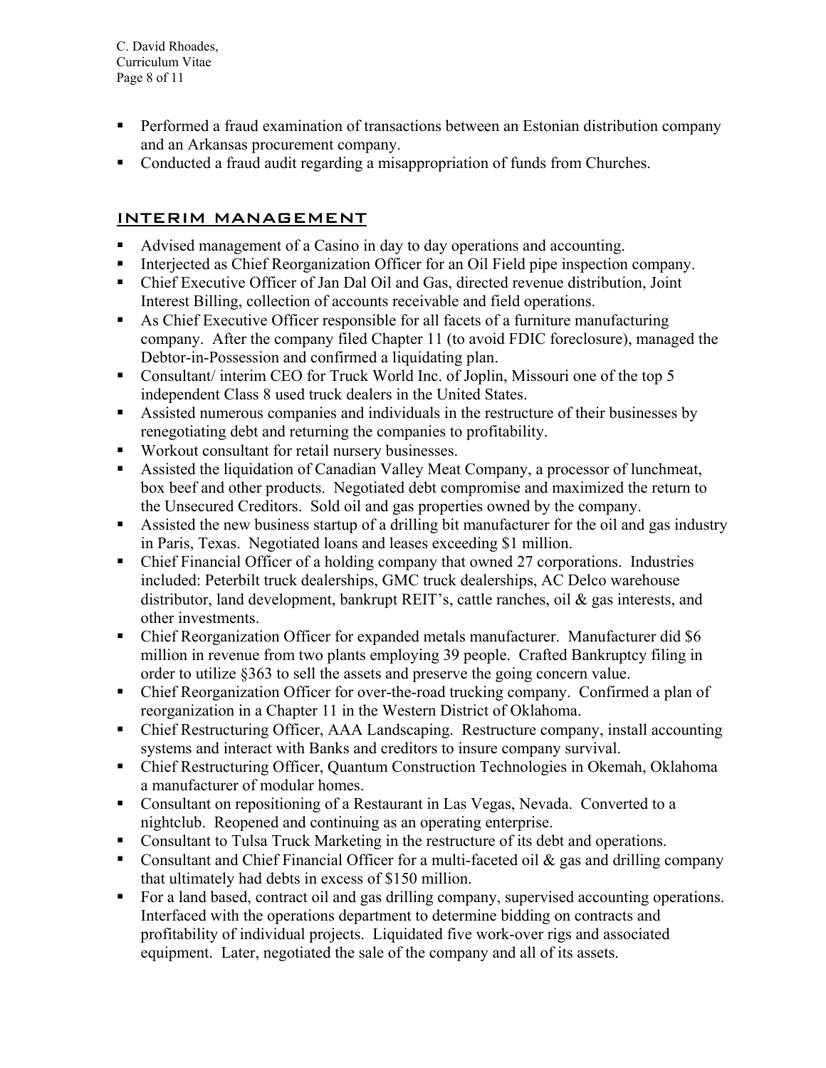- Performed a fraud examination of transactions between an Estonian distribution company and an Arkansas procurement company.
- Conducted a fraud audit regarding a misappropriation of funds from Churches.

## INTERIM MANAGEMENT

- Advised management of a Casino in day to day operations and accounting.
- Interjected as Chief Reorganization Officer for an Oil Field pipe inspection company.
- Chief Executive Officer of Jan Dal Oil and Gas, directed revenue distribution, Joint Interest Billing, collection of accounts receivable and field operations.
- As Chief Executive Officer responsible for all facets of a furniture manufacturing company. After the company filed Chapter 11 (to avoid FDIC foreclosure), managed the Debtor-in-Possession and confirmed a liquidating plan.
- Consultant/ interim CEO for Truck World Inc. of Joplin, Missouri one of the top 5 independent Class 8 used truck dealers in the United States.
- Assisted numerous companies and individuals in the restructure of their businesses by renegotiating debt and returning the companies to profitability.
- Workout consultant for retail nursery businesses.
- Assisted the liquidation of Canadian Valley Meat Company, a processor of lunchmeat, box beef and other products. Negotiated debt compromise and maximized the return to the Unsecured Creditors. Sold oil and gas properties owned by the company.
- Assisted the new business startup of a drilling bit manufacturer for the oil and gas industry in Paris, Texas. Negotiated loans and leases exceeding $1 million.
- Chief Financial Officer of a holding company that owned 27 corporations. Industries included: Peterbilt truck dealerships, GMC truck dealerships, AC Delco warehouse distributor, land development, bankrupt REIT's, cattle ranches, oil & gas interests, and other investments.
- Chief Reorganization Officer for expanded metals manufacturer. Manufacturer did $6 million in revenue from two plants employing 39 people. Crafted Bankruptcy filing in order to utilize §363 to sell the assets and preserve the going concern value.
- Chief Reorganization Officer for over-the-road trucking company. Confirmed a plan of reorganization in a Chapter 11 in the Western District of Oklahoma.
- Chief Restructuring Officer, AAA Landscaping. Restructure company, install accounting systems and interact with Banks and creditors to insure company survival.
- Chief Restructuring Officer, Quantum Construction Technologies in Okemah, Oklahoma a manufacturer of modular homes.
- Consultant on repositioning of a Restaurant in Las Vegas, Nevada. Converted to a nightclub. Reopened and continuing as an operating enterprise.
- Consultant to Tulsa Truck Marketing in the restructure of its debt and operations.
- Consultant and Chief Financial Officer for a multi-faceted oil & gas and drilling company that ultimately had debts in excess of $150 million.
- For a land based, contract oil and gas drilling company, supervised accounting operations. Interfaced with the operations department to determine bidding on contracts and profitability of individual projects. Liquidated five work-over rigs and associated equipment. Later, negotiated the sale of the company and all of its assets.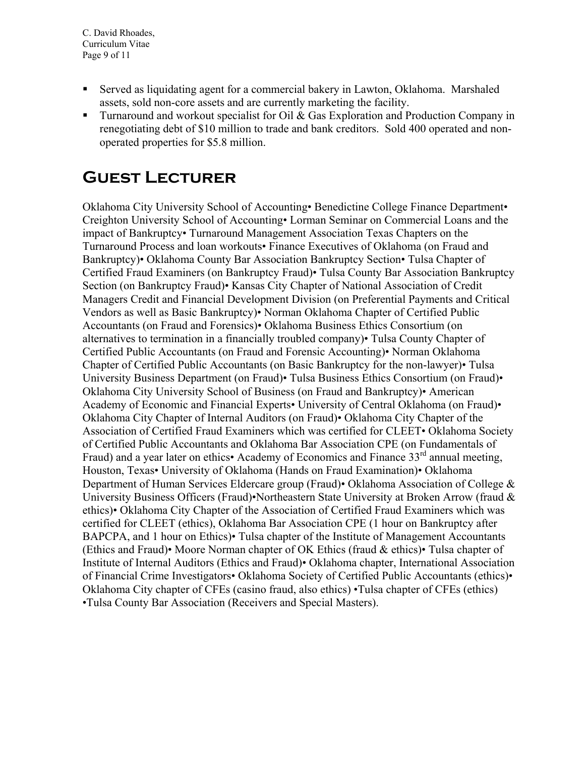- Served as liquidating agent for a commercial bakery in Lawton, Oklahoma. Marshaled assets, sold non-core assets and are currently marketing the facility.
- Turnaround and workout specialist for Oil & Gas Exploration and Production Company in renegotiating debt of $10 million to trade and bank creditors. Sold 400 operated and non-operated properties for $5.8 million.

# Guest Lecturer

Oklahoma City University School of Accounting• Benedictine College Finance Department• Creighton University School of Accounting• Lorman Seminar on Commercial Loans and the impact of Bankruptcy• Turnaround Management Association Texas Chapters on the Turnaround Process and loan workouts• Finance Executives of Oklahoma (on Fraud and Bankruptcy)• Oklahoma County Bar Association Bankruptcy Section• Tulsa Chapter of Certified Fraud Examiners (on Bankruptcy Fraud)• Tulsa County Bar Association Bankruptcy Section (on Bankruptcy Fraud)• Kansas City Chapter of National Association of Credit Managers Credit and Financial Development Division (on Preferential Payments and Critical Vendors as well as Basic Bankruptcy)• Norman Oklahoma Chapter of Certified Public Accountants (on Fraud and Forensics)• Oklahoma Business Ethics Consortium (on alternatives to termination in a financially troubled company)• Tulsa County Chapter of Certified Public Accountants (on Fraud and Forensic Accounting)• Norman Oklahoma Chapter of Certified Public Accountants (on Basic Bankruptcy for the non-lawyer)• Tulsa University Business Department (on Fraud)• Tulsa Business Ethics Consortium (on Fraud)• Oklahoma City University School of Business (on Fraud and Bankruptcy)• American Academy of Economic and Financial Experts• University of Central Oklahoma (on Fraud)• Oklahoma City Chapter of Internal Auditors (on Fraud)• Oklahoma City Chapter of the Association of Certified Fraud Examiners which was certified for CLEET• Oklahoma Society of Certified Public Accountants and Oklahoma Bar Association CPE (on Fundamentals of Fraud) and a year later on ethics• Academy of Economics and Finance 33rd annual meeting, Houston, Texas• University of Oklahoma (Hands on Fraud Examination)• Oklahoma Department of Human Services Eldercare group (Fraud)• Oklahoma Association of College & University Business Officers (Fraud)•Northeastern State University at Broken Arrow (fraud & ethics)• Oklahoma City Chapter of the Association of Certified Fraud Examiners which was certified for CLEET (ethics), Oklahoma Bar Association CPE (1 hour on Bankruptcy after BAPCPA, and 1 hour on Ethics)• Tulsa chapter of the Institute of Management Accountants (Ethics and Fraud)• Moore Norman chapter of OK Ethics (fraud & ethics)• Tulsa chapter of Institute of Internal Auditors (Ethics and Fraud)• Oklahoma chapter, International Association of Financial Crime Investigators• Oklahoma Society of Certified Public Accountants (ethics)• Oklahoma City chapter of CFEs (casino fraud, also ethics) •Tulsa chapter of CFEs (ethics) •Tulsa County Bar Association (Receivers and Special Masters).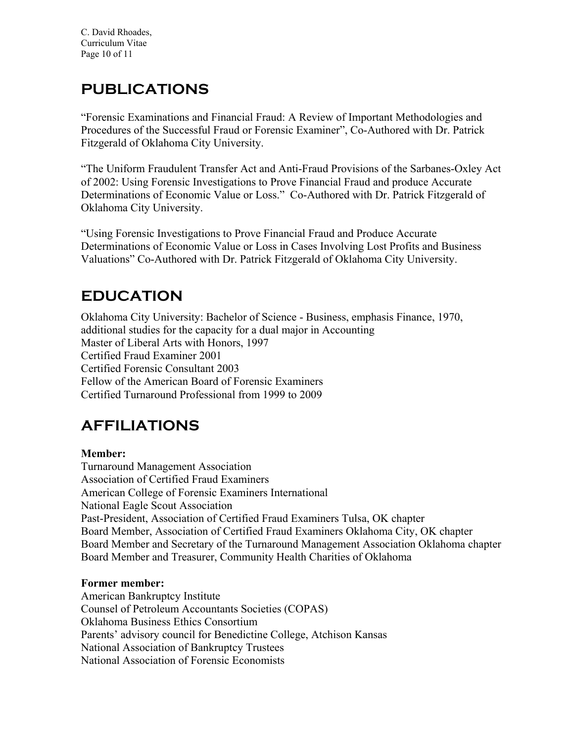## PUBLICATIONS

"Forensic Examinations and Financial Fraud: A Review of Important Methodologies and Procedures of the Successful Fraud or Forensic Examiner", Co-Authored with Dr. Patrick Fitzgerald of Oklahoma City University.

"The Uniform Fraudulent Transfer Act and Anti-Fraud Provisions of the Sarbanes-Oxley Act of 2002: Using Forensic Investigations to Prove Financial Fraud and produce Accurate Determinations of Economic Value or Loss." Co-Authored with Dr. Patrick Fitzgerald of Oklahoma City University.

"Using Forensic Investigations to Prove Financial Fraud and Produce Accurate Determinations of Economic Value or Loss in Cases Involving Lost Profits and Business Valuations" Co-Authored with Dr. Patrick Fitzgerald of Oklahoma City University.

## EDUCATION

Oklahoma City University: Bachelor of Science - Business, emphasis Finance, 1970, additional studies for the capacity for a dual major in Accounting
Master of Liberal Arts with Honors, 1997
Certified Fraud Examiner 2001
Certified Forensic Consultant 2003
Fellow of the American Board of Forensic Examiners
Certified Turnaround Professional from 1999 to 2009

## AFFILIATIONS

**Member:**
Turnaround Management Association
Association of Certified Fraud Examiners
American College of Forensic Examiners International
National Eagle Scout Association
Past-President, Association of Certified Fraud Examiners Tulsa, OK chapter
Board Member, Association of Certified Fraud Examiners Oklahoma City, OK chapter
Board Member and Secretary of the Turnaround Management Association Oklahoma chapter
Board Member and Treasurer, Community Health Charities of Oklahoma

**Former member:**
American Bankruptcy Institute
Counsel of Petroleum Accountants Societies (COPAS)
Oklahoma Business Ethics Consortium
Parents' advisory council for Benedictine College, Atchison Kansas
National Association of Bankruptcy Trustees
National Association of Forensic Economists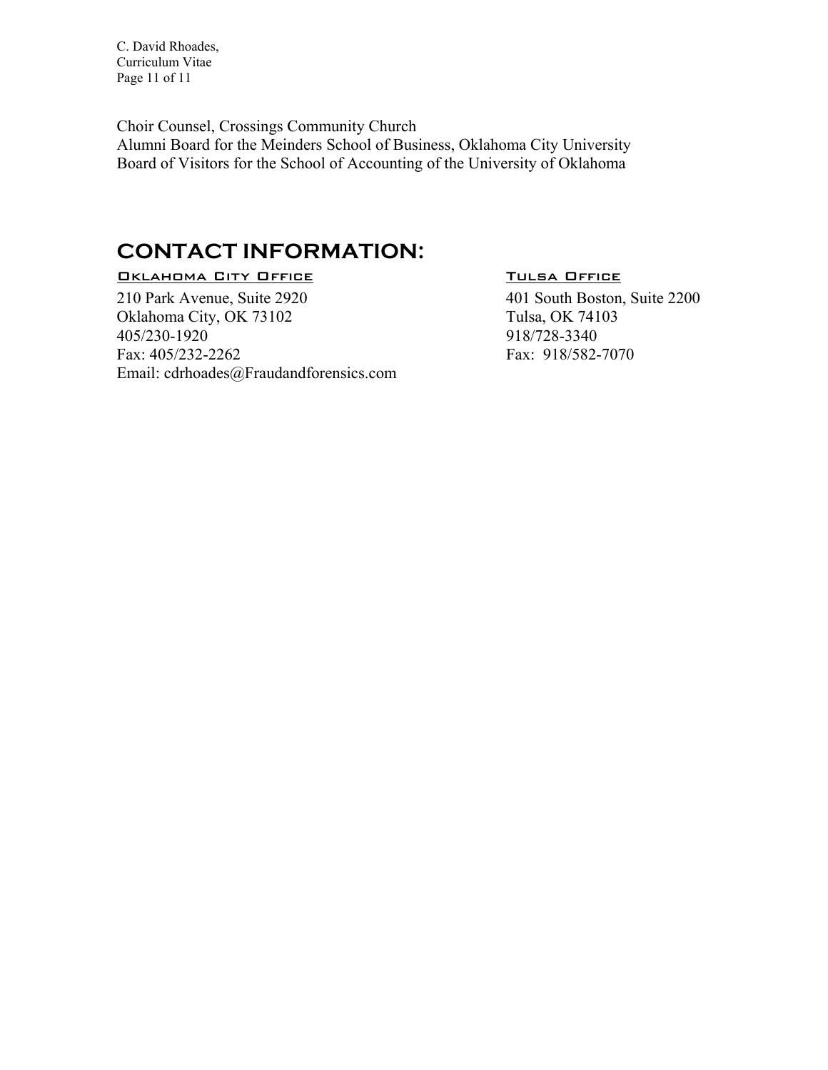Choir Counsel, Crossings Community Church
Alumni Board for the Meinders School of Business, Oklahoma City University
Board of Visitors for the School of Accounting of the University of Oklahoma

## CONTACT INFORMATION:

### Oklahoma City Office

210 Park Avenue, Suite 2920
Oklahoma City, OK 73102
405/230-1920
Fax: 405/232-2262
Email: cdrhoades@Fraudandforensics.com

### Tulsa Office

401 South Boston, Suite 2200
Tulsa, OK 74103
918/728-3340
Fax: 918/582-7070